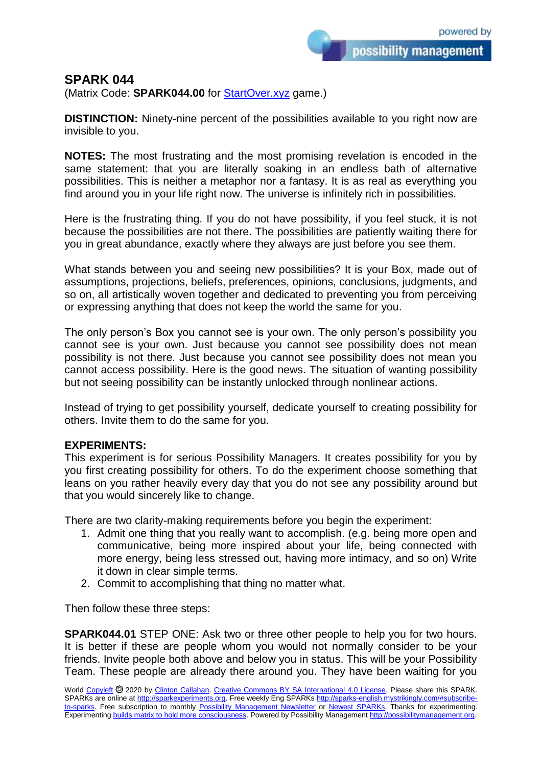# SPARK 044

(Matrix Code: **SPARK044.00** for [StartOver.xyz](StartOver.xyz) game.)

**DISTINCTION:** Ninety-nine percent of the possibilities available to you right now are invisible to you.

**NOTES:** The most frustrating and the most promising revelation is encoded in the same statement: that you are literally soaking in an endless bath of alternative possibilities. This is neither a metaphor nor a fantasy. It is as real as everything you find around you in your life right now. The universe is infinitely rich in possibilities.

Here is the frustrating thing. If you do not have possibility, if you feel stuck, it is not because the possibilities are not there. The possibilities are patiently waiting there for you in great abundance, exactly where they always are just before you see them.

What stands between you and seeing new possibilities? It is your Box, made out of assumptions, projections, beliefs, preferences, opinions, conclusions, judgments, and so on, all artistically woven together and dedicated to preventing you from perceiving or expressing anything that does not keep the world the same for you.

The only person's Box you cannot see is your own. The only person's possibility you cannot see is your own. Just because you cannot see possibility does not mean possibility is not there. Just because you cannot see possibility does not mean you cannot access possibility. Here is the good news. The situation of wanting possibility but not seeing possibility can be instantly unlocked through nonlinear actions.

Instead of trying to get possibility yourself, dedicate yourself to creating possibility for others. Invite them to do the same for you.

**EXPERIMENTS:**
This experiment is for serious Possibility Managers. It creates possibility for you by you first creating possibility for others. To do the experiment choose something that leans on you rather heavily every day that you do not see any possibility around but that you would sincerely like to change.

There are two clarity-making requirements before you begin the experiment:

1. Admit one thing that you really want to accomplish. (e.g. being more open and communicative, being more inspired about your life, being connected with more energy, being less stressed out, having more intimacy, and so on) Write it down in clear simple terms.
2. Commit to accomplishing that thing no matter what.

Then follow these three steps:

**SPARK044.01** STEP ONE: Ask two or three other people to help you for two hours. It is better if these are people whom you would not normally consider to be your friends. Invite people both above and below you in status. This will be your Possibility Team. These people are already there around you. They have been waiting for you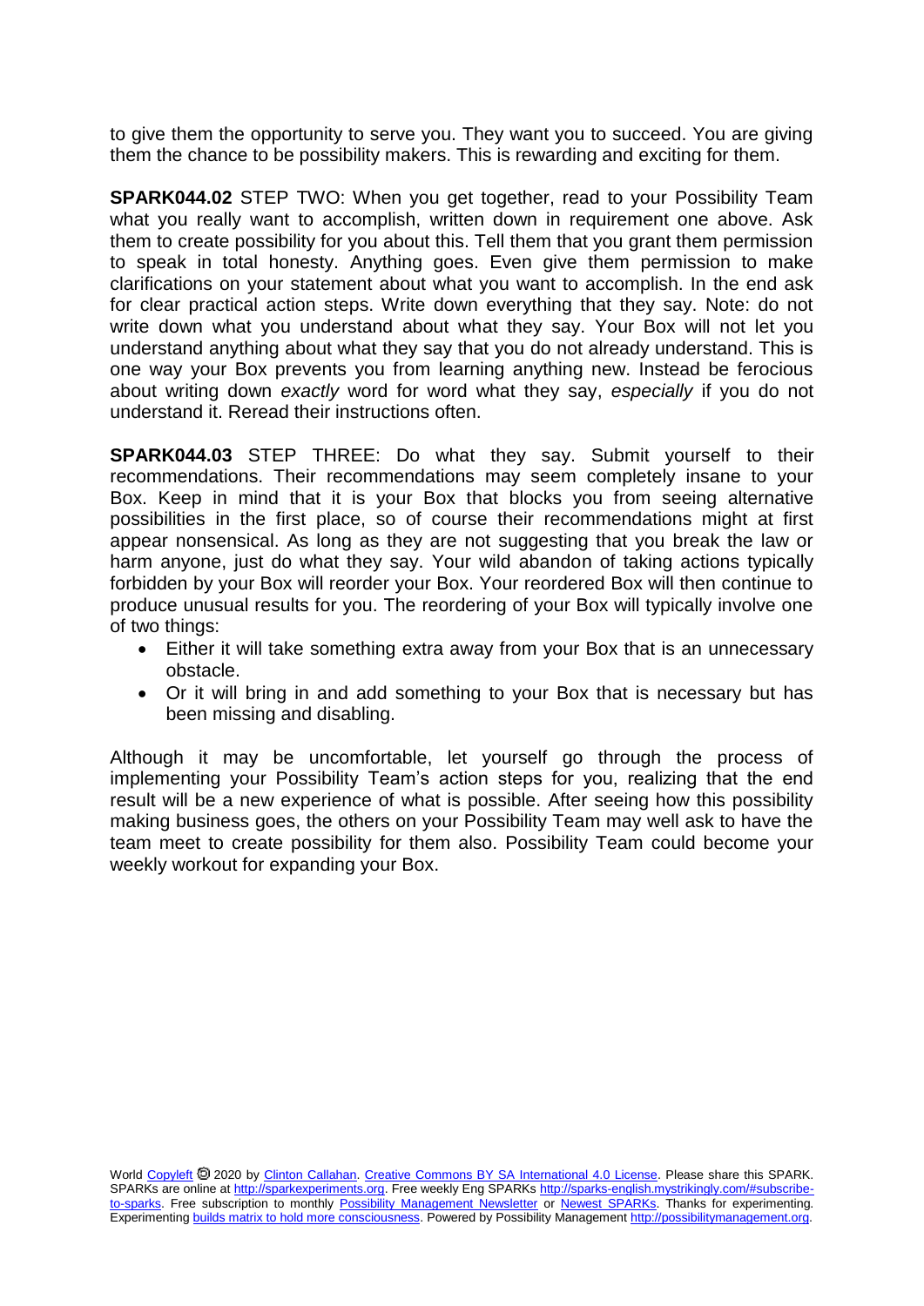to give them the opportunity to serve you. They want you to succeed. You are giving them the chance to be possibility makers. This is rewarding and exciting for them.

**SPARK044.02** STEP TWO: When you get together, read to your Possibility Team what you really want to accomplish, written down in requirement one above. Ask them to create possibility for you about this. Tell them that you grant them permission to speak in total honesty. Anything goes. Even give them permission to make clarifications on your statement about what you want to accomplish. In the end ask for clear practical action steps. Write down everything that they say. Note: do not write down what you understand about what they say. Your Box will not let you understand anything about what they say that you do not already understand. This is one way your Box prevents you from learning anything new. Instead be ferocious about writing down *exactly* word for word what they say, *especially* if you do not understand it. Reread their instructions often.

**SPARK044.03** STEP THREE: Do what they say. Submit yourself to their recommendations. Their recommendations may seem completely insane to your Box. Keep in mind that it is your Box that blocks you from seeing alternative possibilities in the first place, so of course their recommendations might at first appear nonsensical. As long as they are not suggesting that you break the law or harm anyone, just do what they say. Your wild abandon of taking actions typically forbidden by your Box will reorder your Box. Your reordered Box will then continue to produce unusual results for you. The reordering of your Box will typically involve one of two things:

- Either it will take something extra away from your Box that is an unnecessary obstacle.
- Or it will bring in and add something to your Box that is necessary but has been missing and disabling.

Although it may be uncomfortable, let yourself go through the process of implementing your Possibility Team's action steps for you, realizing that the end result will be a new experience of what is possible. After seeing how this possibility making business goes, the others on your Possibility Team may well ask to have the team meet to create possibility for them also. Possibility Team could become your weekly workout for expanding your Box.